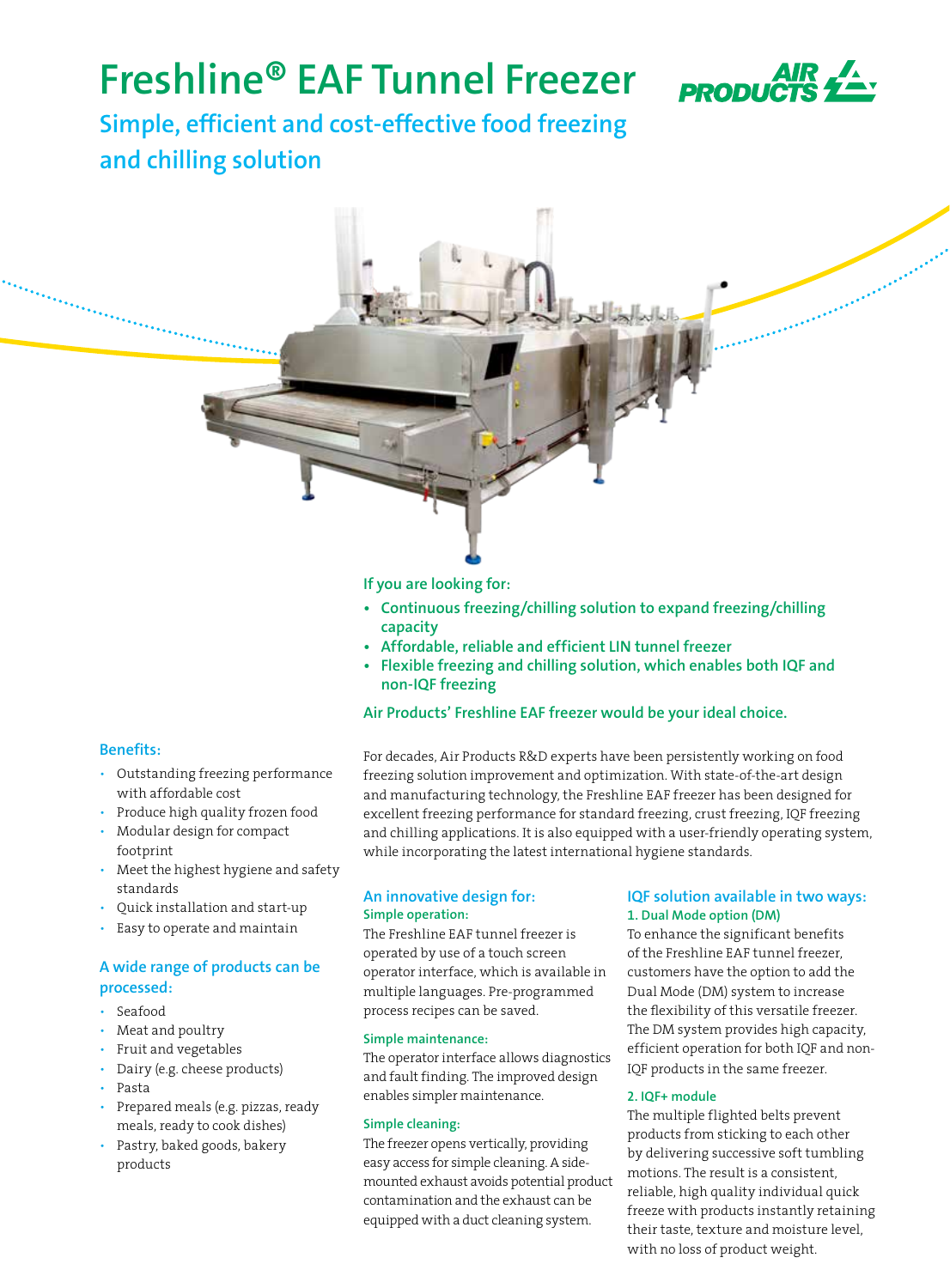# Freshline® EAF Tunnel Freezer

## Simple, efficient and cost-effective food freezing and chilling solution

**If you are looking for:**

- **Continuous freezing/chilling solution to expand freezing/chilling capacity**
- **Affordable, reliable and efficient LIN tunnel freezer**
- **Flexible freezing and chilling solution, which enables both IQF and non-IQF freezing**

**Air Products' Freshline EAF freezer would be your ideal choice.**

### Benefits:

- Outstanding freezing performance with affordable cost
- Produce high quality frozen food
- Modular design for compact footprint
- Meet the highest hygiene and safety standards
- Quick installation and start-up
- Easy to operate and maintain

### A wide range of products can be processed:

- Seafood
- Meat and poultry
- Fruit and vegetables
- Dairy (e.g. cheese products)
- Pasta
- Prepared meals (e.g. pizzas, ready meals, ready to cook dishes)
- Pastry, baked goods, bakery products

For decades, Air Products R&D experts have been persistently working on food freezing solution improvement and optimization. With state-of-the-art design and manufacturing technology, the Freshline EAF freezer has been designed for excellent freezing performance for standard freezing, crust freezing, IQF freezing and chilling applications. It is also equipped with a user-friendly operating system, while incorporating the latest international hygiene standards.

### An innovative design for:

#### Simple operation:

The Freshline EAF tunnel freezer is operated by use of a touch screen operator interface, which is available in multiple languages. Pre-programmed process recipes can be saved.

#### Simple maintenance:

The operator interface allows diagnostics and fault finding. The improved design enables simpler maintenance.

#### Simple cleaning:

The freezer opens vertically, providing easy access for simple cleaning. A side-mounted exhaust avoids potential product contamination and the exhaust can be equipped with a duct cleaning system.

### IQF solution available in two ways:

#### 1. Dual Mode option (DM)

To enhance the significant benefits of the Freshline EAF tunnel freezer, customers have the option to add the Dual Mode (DM) system to increase the flexibility of this versatile freezer. The DM system provides high capacity, efficient operation for both IQF and non-IQF products in the same freezer.

#### 2. IQF+ module

The multiple flighted belts prevent products from sticking to each other by delivering successive soft tumbling motions. The result is a consistent, reliable, high quality individual quick freeze with products instantly retaining their taste, texture and moisture level, with no loss of product weight.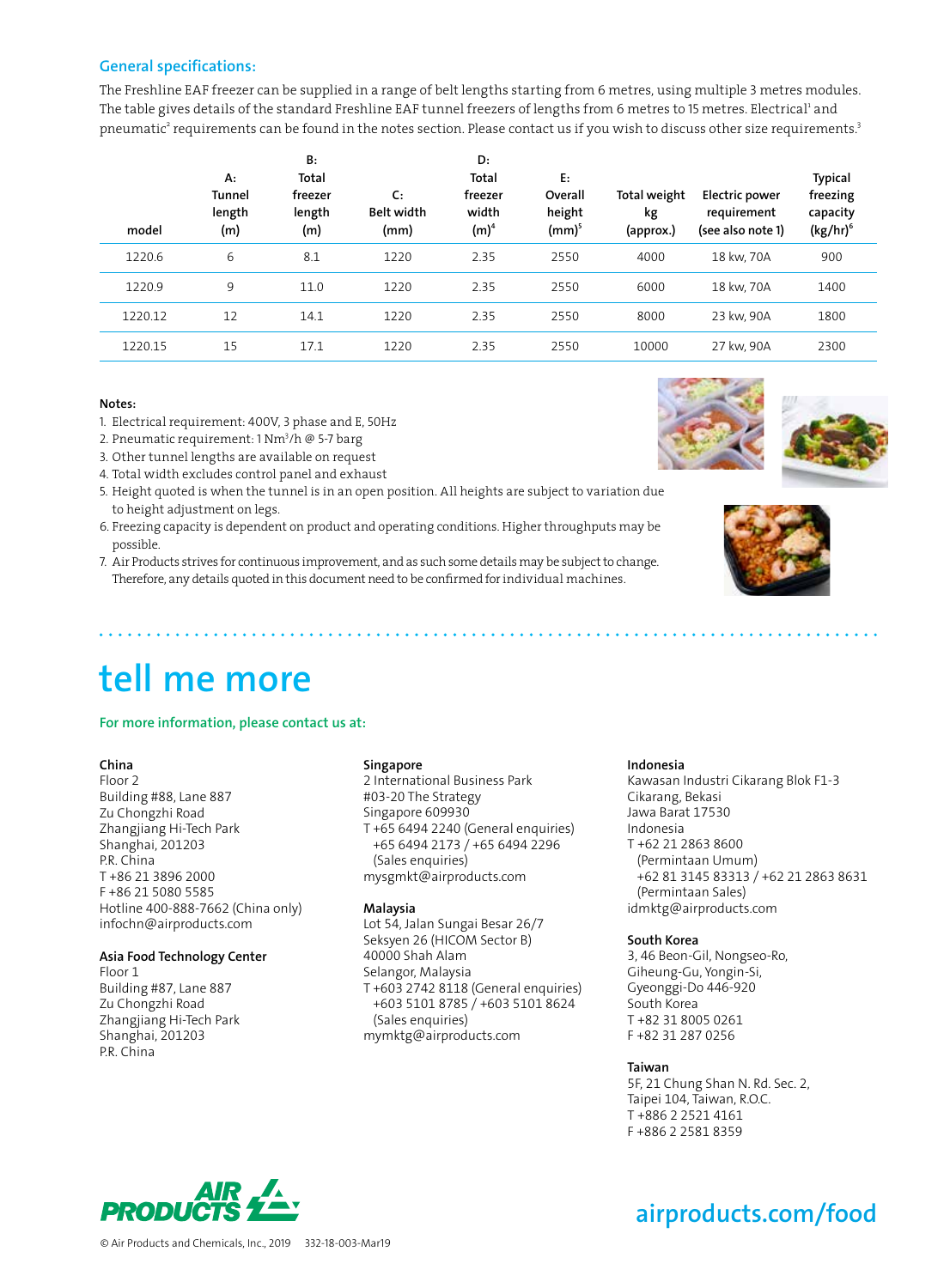## General specifications:

The Freshline EAF freezer can be supplied in a range of belt lengths starting from 6 metres, using multiple 3 metres modules. The table gives details of the standard Freshline EAF tunnel freezers of lengths from 6 metres to 15 metres. Electrical[1] and pneumatic[2] requirements can be found in the notes section. Please contact us if you wish to discuss other size requirements.[3]

| model | A: Tunnel length (m) | B: Total freezer length (m) | C: Belt width (mm) | D: Total freezer width (m)[4] | E: Overall height (mm)[5] | Total weight kg (approx.) | Electric power requirement (see also note 1) | Typical freezing capacity (kg/hr)[6] |
|---|---|---|---|---|---|---|---|---|
| 1220.6 | 6 | 8.1 | 1220 | 2.35 | 2550 | 4000 | 18 kw, 70A | 900 |
| 1220.9 | 9 | 11.0 | 1220 | 2.35 | 2550 | 6000 | 18 kw, 70A | 1400 |
| 1220.12 | 12 | 14.1 | 1220 | 2.35 | 2550 | 8000 | 23 kw, 90A | 1800 |
| 1220.15 | 15 | 17.1 | 1220 | 2.35 | 2550 | 10000 | 27 kw, 90A | 2300 |

**Notes:**

1. Electrical requirement: 400V, 3 phase and E, 50Hz
2. Pneumatic requirement: 1 $Nm^3/h$ @ 5-7 barg
3. Other tunnel lengths are available on request
4. Total width excludes control panel and exhaust
5. Height quoted is when the tunnel is in an open position. All heights are subject to variation due to height adjustment on legs.
6. Freezing capacity is dependent on product and operating conditions. Higher throughputs may be possible.
7. Air Products strives for continuous improvement, and as such some details may be subject to change. Therefore, any details quoted in this document need to be confirmed for individual machines.

# tell me more

For more information, please contact us at:

**China**
Floor 2
Building #88, Lane 887
Zu Chongzhi Road
Zhangjiang Hi-Tech Park
Shanghai, 201203
P.R. China
T +86 21 3896 2000
F +86 21 5080 5585
Hotline 400-888-7662 (China only)
infochn@airproducts.com

**Asia Food Technology Center**
Floor 1
Building #87, Lane 887
Zu Chongzhi Road
Zhangjiang Hi-Tech Park
Shanghai, 201203
P.R. China

**Singapore**
2 International Business Park
#03-20 The Strategy
Singapore 609930
T +65 6494 2240 (General enquiries)
+65 6494 2173 / +65 6494 2296
(Sales enquiries)
mysgmkt@airproducts.com

**Malaysia**
Lot 54, Jalan Sungai Besar 26/7
Seksyen 26 (HICOM Sector B)
40000 Shah Alam
Selangor, Malaysia
T +603 2742 8118 (General enquiries)
+603 5101 8785 / +603 5101 8624
(Sales enquiries)
mymktg@airproducts.com

**Indonesia**
Kawasan Industri Cikarang Blok F1-3
Cikarang, Bekasi
Jawa Barat 17530
Indonesia
T +62 21 2863 8600
(Permintaan Umum)
+62 81 3145 83313 / +62 21 2863 8631
(Permintaan Sales)
idmktg@airproducts.com

**South Korea**
3, 46 Beon-Gil, Nongseo-Ro,
Giheung-Gu, Yongin-Si,
Gyeonggi-Do 446-920
South Korea
T +82 31 8005 0261
F +82 31 287 0256

**Taiwan**
5F, 21 Chung Shan N. Rd. Sec. 2,
Taipei 104, Taiwan, R.O.C.
T +886 2 2521 4161
F +886 2 2581 8359

airproducts.com/food

© Air Products and Chemicals, Inc., 2019 332-18-003-Mar19